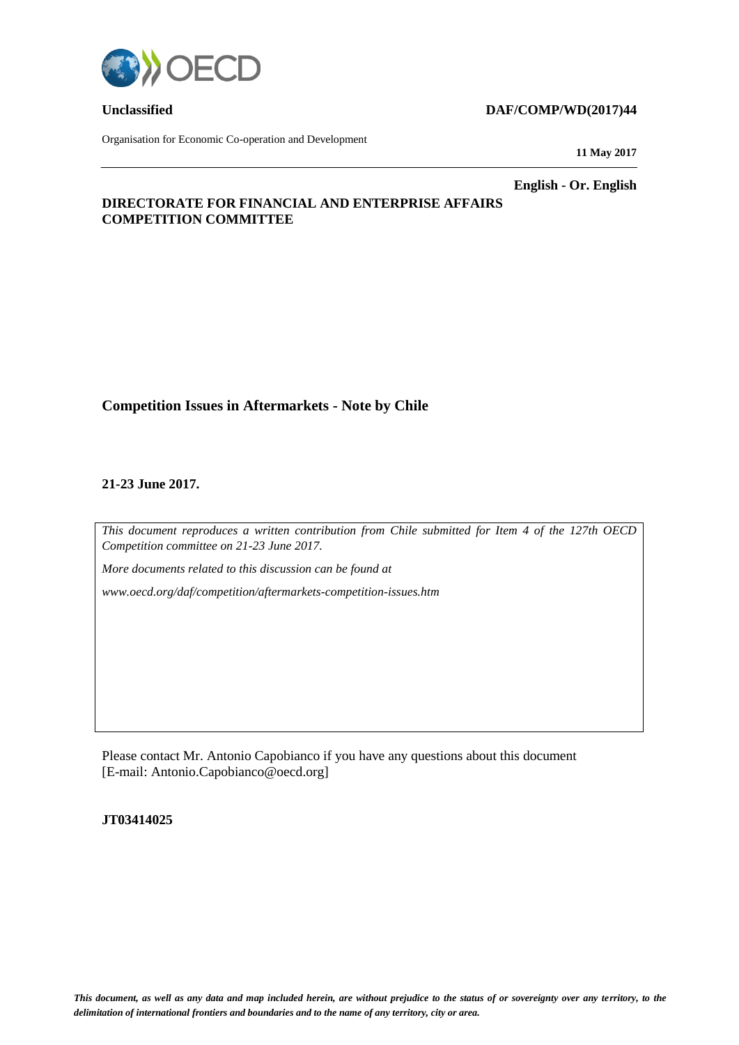**Unclassified** **DAF/COMP/WD(2017)44**

Organisation for Economic Co-operation and Development

**11 May 2017**

**English - Or. English**

**DIRECTORATE FOR FINANCIAL AND ENTERPRISE AFFAIRS**
**COMPETITION COMMITTEE**

# Competition Issues in Aftermarkets - Note by Chile

**21-23 June 2017.**

*This document reproduces a written contribution from Chile submitted for Item 4 of the 127th OECD Competition committee on 21-23 June 2017.*

*More documents related to this discussion can be found at*

*www.oecd.org/daf/competition/aftermarkets-competition-issues.htm*

Please contact Mr. Antonio Capobianco if you have any questions about this document [E-mail: Antonio.Capobianco@oecd.org]

**JT03414025**

***This document, as well as any data and map included herein, are without prejudice to the status of or sovereignty over any territory, to the delimitation of international frontiers and boundaries and to the name of any territory, city or area.***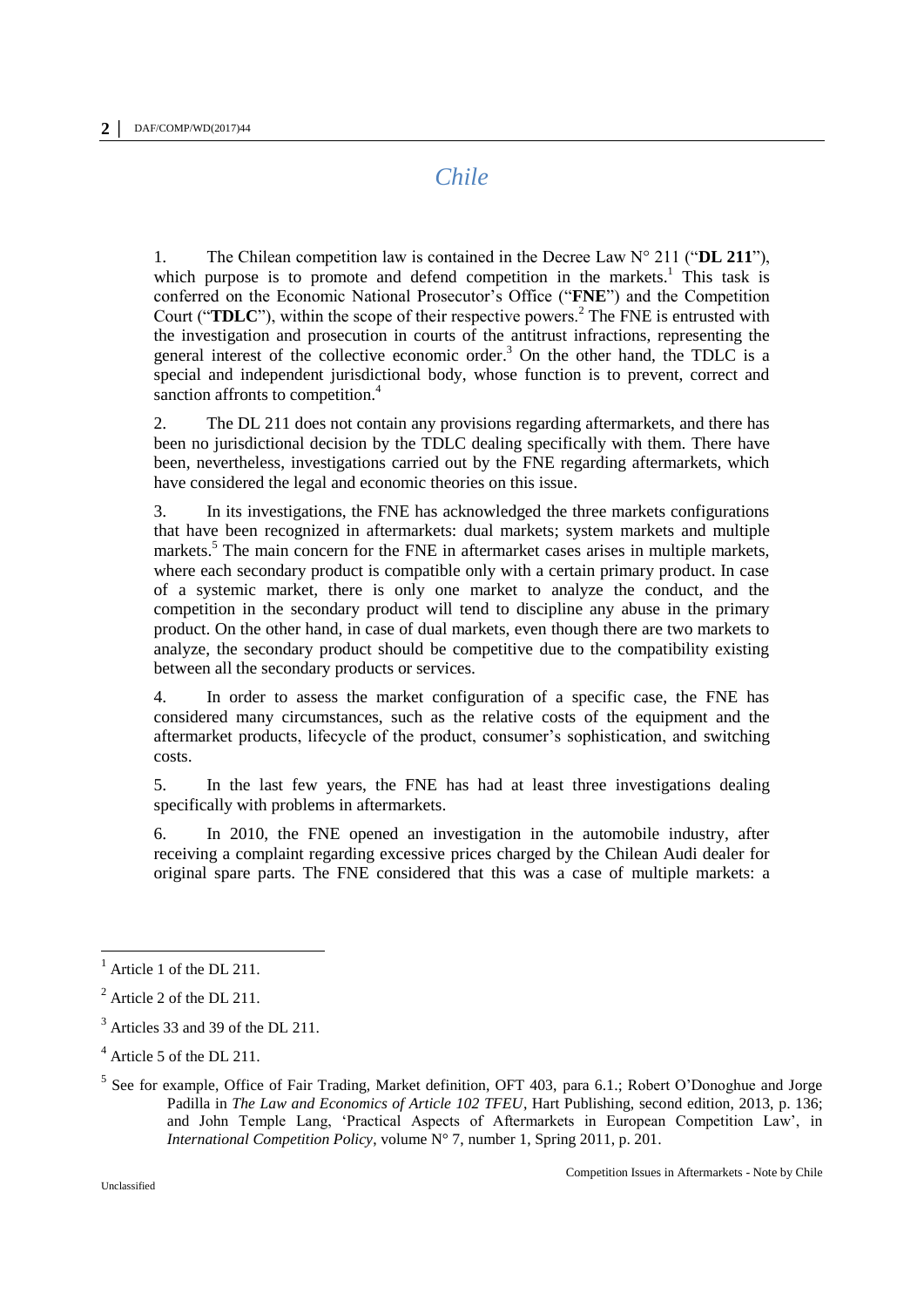# *Chile*

1. The Chilean competition law is contained in the Decree Law N° 211 ("**DL 211**"), which purpose is to promote and defend competition in the markets.[1] This task is conferred on the Economic National Prosecutor's Office ("**FNE**") and the Competition Court ("**TDLC**"), within the scope of their respective powers.[2] The FNE is entrusted with the investigation and prosecution in courts of the antitrust infractions, representing the general interest of the collective economic order.[3] On the other hand, the TDLC is a special and independent jurisdictional body, whose function is to prevent, correct and sanction affronts to competition.[4]

2. The DL 211 does not contain any provisions regarding aftermarkets, and there has been no jurisdictional decision by the TDLC dealing specifically with them. There have been, nevertheless, investigations carried out by the FNE regarding aftermarkets, which have considered the legal and economic theories on this issue.

3. In its investigations, the FNE has acknowledged the three markets configurations that have been recognized in aftermarkets: dual markets; system markets and multiple markets.[5] The main concern for the FNE in aftermarket cases arises in multiple markets, where each secondary product is compatible only with a certain primary product. In case of a systemic market, there is only one market to analyze the conduct, and the competition in the secondary product will tend to discipline any abuse in the primary product. On the other hand, in case of dual markets, even though there are two markets to analyze, the secondary product should be competitive due to the compatibility existing between all the secondary products or services.

4. In order to assess the market configuration of a specific case, the FNE has considered many circumstances, such as the relative costs of the equipment and the aftermarket products, lifecycle of the product, consumer's sophistication, and switching costs.

5. In the last few years, the FNE has had at least three investigations dealing specifically with problems in aftermarkets.

6. In 2010, the FNE opened an investigation in the automobile industry, after receiving a complaint regarding excessive prices charged by the Chilean Audi dealer for original spare parts. The FNE considered that this was a case of multiple markets: a

---

[1] Article 1 of the DL 211.

[2] Article 2 of the DL 211.

[3] Articles 33 and 39 of the DL 211.

[4] Article 5 of the DL 211.

[5] See for example, Office of Fair Trading, Market definition, OFT 403, para 6.1.; Robert O'Donoghue and Jorge Padilla in *The Law and Economics of Article 102 TFEU*, Hart Publishing, second edition, 2013, p. 136; and John Temple Lang, 'Practical Aspects of Aftermarkets in European Competition Law', in *International Competition Policy*, volume N° 7, number 1, Spring 2011, p. 201.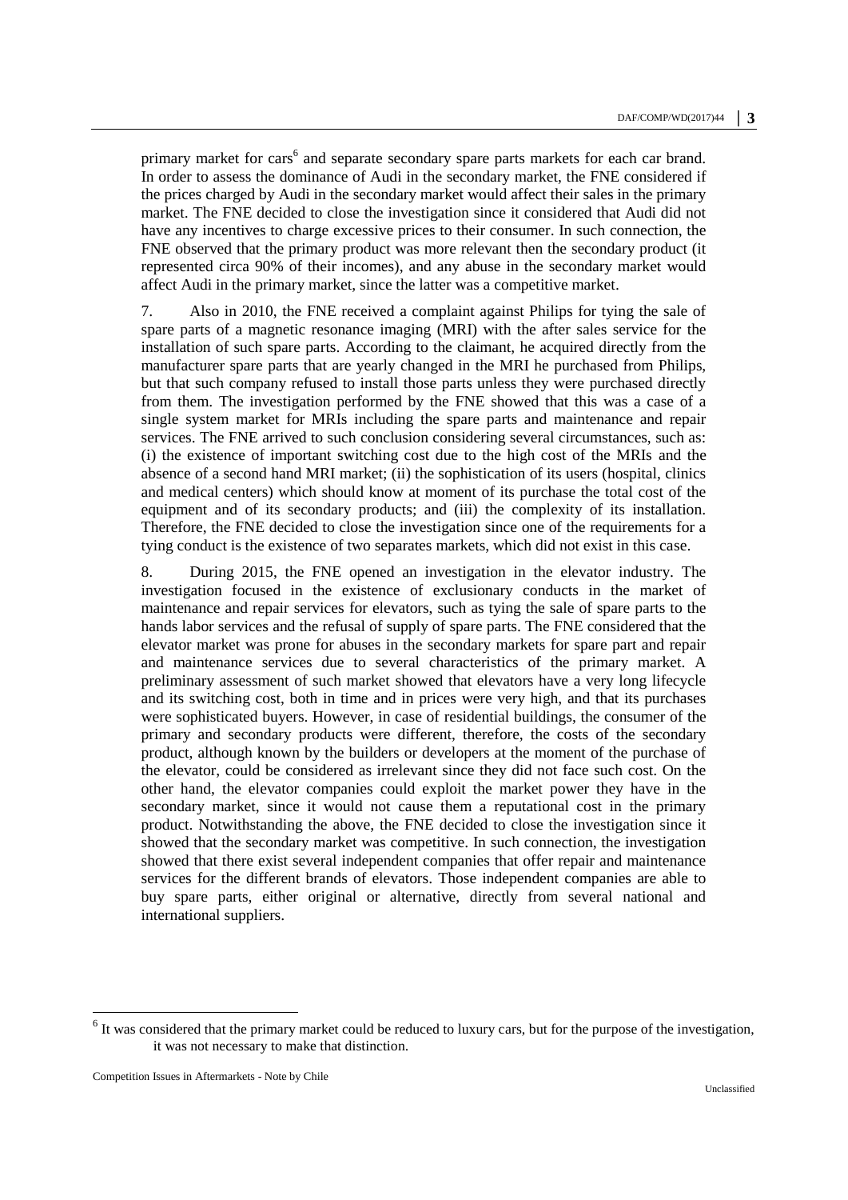primary market for cars[6] and separate secondary spare parts markets for each car brand. In order to assess the dominance of Audi in the secondary market, the FNE considered if the prices charged by Audi in the secondary market would affect their sales in the primary market. The FNE decided to close the investigation since it considered that Audi did not have any incentives to charge excessive prices to their consumer. In such connection, the FNE observed that the primary product was more relevant then the secondary product (it represented circa 90% of their incomes), and any abuse in the secondary market would affect Audi in the primary market, since the latter was a competitive market.

7. Also in 2010, the FNE received a complaint against Philips for tying the sale of spare parts of a magnetic resonance imaging (MRI) with the after sales service for the installation of such spare parts. According to the claimant, he acquired directly from the manufacturer spare parts that are yearly changed in the MRI he purchased from Philips, but that such company refused to install those parts unless they were purchased directly from them. The investigation performed by the FNE showed that this was a case of a single system market for MRIs including the spare parts and maintenance and repair services. The FNE arrived to such conclusion considering several circumstances, such as: (i) the existence of important switching cost due to the high cost of the MRIs and the absence of a second hand MRI market; (ii) the sophistication of its users (hospital, clinics and medical centers) which should know at moment of its purchase the total cost of the equipment and of its secondary products; and (iii) the complexity of its installation. Therefore, the FNE decided to close the investigation since one of the requirements for a tying conduct is the existence of two separates markets, which did not exist in this case.

8. During 2015, the FNE opened an investigation in the elevator industry. The investigation focused in the existence of exclusionary conducts in the market of maintenance and repair services for elevators, such as tying the sale of spare parts to the hands labor services and the refusal of supply of spare parts. The FNE considered that the elevator market was prone for abuses in the secondary markets for spare part and repair and maintenance services due to several characteristics of the primary market. A preliminary assessment of such market showed that elevators have a very long lifecycle and its switching cost, both in time and in prices were very high, and that its purchases were sophisticated buyers. However, in case of residential buildings, the consumer of the primary and secondary products were different, therefore, the costs of the secondary product, although known by the builders or developers at the moment of the purchase of the elevator, could be considered as irrelevant since they did not face such cost. On the other hand, the elevator companies could exploit the market power they have in the secondary market, since it would not cause them a reputational cost in the primary product. Notwithstanding the above, the FNE decided to close the investigation since it showed that the secondary market was competitive. In such connection, the investigation showed that there exist several independent companies that offer repair and maintenance services for the different brands of elevators. Those independent companies are able to buy spare parts, either original or alternative, directly from several national and international suppliers.

[6] It was considered that the primary market could be reduced to luxury cars, but for the purpose of the investigation, it was not necessary to make that distinction.